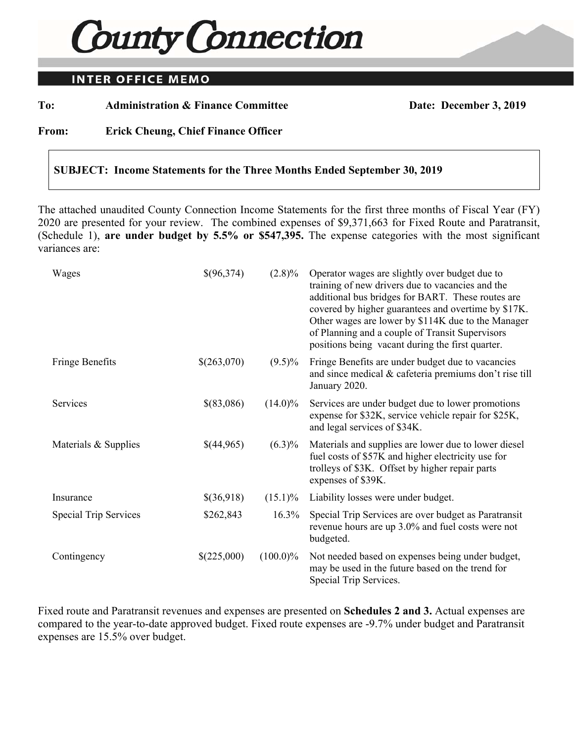# County Connection

## INTER OFFICE MEMO

**To:** **Administration & Finance Committee** **Date: December 3, 2019**

**From:** **Erick Cheung, Chief Finance Officer**

**SUBJECT: Income Statements for the Three Months Ended September 30, 2019**

The attached unaudited County Connection Income Statements for the first three months of Fiscal Year (FY) 2020 are presented for your review. The combined expenses of $9,371,663 for Fixed Route and Paratransit, (Schedule 1), **are under budget by 5.5% or $547,395.** The expense categories with the most significant variances are:

| | | | |
|---|---|---|---|
| Wages | $(96,374) | (2.8)% | Operator wages are slightly over budget due to training of new drivers due to vacancies and the additional bus bridges for BART. These routes are covered by higher guarantees and overtime by $17K. Other wages are lower by $114K due to the Manager of Planning and a couple of Transit Supervisors positions being vacant during the first quarter. |
| Fringe Benefits | $(263,070) | (9.5)% | Fringe Benefits are under budget due to vacancies and since medical & cafeteria premiums don't rise till January 2020. |
| Services | $(83,086) | (14.0)% | Services are under budget due to lower promotions expense for $32K, service vehicle repair for $25K, and legal services of $34K. |
| Materials & Supplies | $(44,965) | (6.3)% | Materials and supplies are lower due to lower diesel fuel costs of $57K and higher electricity use for trolleys of $3K. Offset by higher repair parts expenses of $39K. |
| Insurance | $(36,918) | (15.1)% | Liability losses were under budget. |
| Special Trip Services | $262,843 | 16.3% | Special Trip Services are over budget as Paratransit revenue hours are up 3.0% and fuel costs were not budgeted. |
| Contingency | $(225,000) | (100.0)% | Not needed based on expenses being under budget, may be used in the future based on the trend for Special Trip Services. |

Fixed route and Paratransit revenues and expenses are presented on **Schedules 2 and 3.** Actual expenses are compared to the year-to-date approved budget. Fixed route expenses are -9.7% under budget and Paratransit expenses are 15.5% over budget.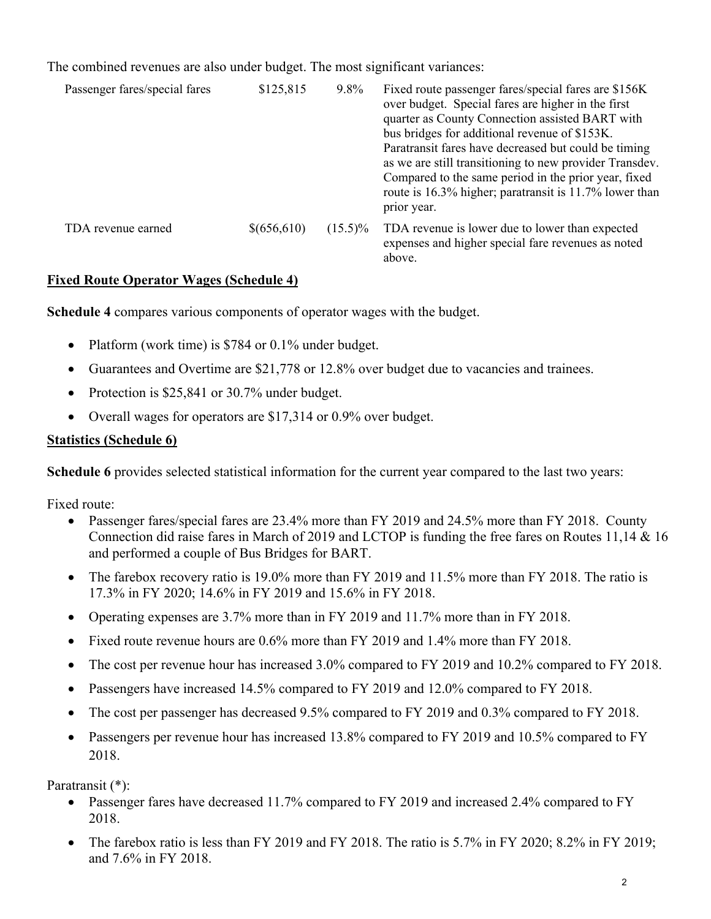The combined revenues are also under budget. The most significant variances:

| | | | |
|---|---|---|---|
| Passenger fares/special fares | \$125,815 | 9.8% | Fixed route passenger fares/special fares are \$156K over budget. Special fares are higher in the first quarter as County Connection assisted BART with bus bridges for additional revenue of \$153K. Paratransit fares have decreased but could be timing as we are still transitioning to new provider Transdev. Compared to the same period in the prior year, fixed route is 16.3% higher; paratransit is 11.7% lower than prior year. |
| TDA revenue earned | \$(656,610) | (15.5)% | TDA revenue is lower due to lower than expected expenses and higher special fare revenues as noted above. |

**Fixed Route Operator Wages (Schedule 4)**

**Schedule 4** compares various components of operator wages with the budget.

- Platform (work time) is \$784 or 0.1% under budget.
- Guarantees and Overtime are \$21,778 or 12.8% over budget due to vacancies and trainees.
- Protection is \$25,841 or 30.7% under budget.
- Overall wages for operators are \$17,314 or 0.9% over budget.

**Statistics (Schedule 6)**

**Schedule 6** provides selected statistical information for the current year compared to the last two years:

Fixed route:

- Passenger fares/special fares are 23.4% more than FY 2019 and 24.5% more than FY 2018. County Connection did raise fares in March of 2019 and LCTOP is funding the free fares on Routes 11,14 & 16 and performed a couple of Bus Bridges for BART.
- The farebox recovery ratio is 19.0% more than FY 2019 and 11.5% more than FY 2018. The ratio is 17.3% in FY 2020; 14.6% in FY 2019 and 15.6% in FY 2018.
- Operating expenses are 3.7% more than in FY 2019 and 11.7% more than in FY 2018.
- Fixed route revenue hours are 0.6% more than FY 2019 and 1.4% more than FY 2018.
- The cost per revenue hour has increased 3.0% compared to FY 2019 and 10.2% compared to FY 2018.
- Passengers have increased 14.5% compared to FY 2019 and 12.0% compared to FY 2018.
- The cost per passenger has decreased 9.5% compared to FY 2019 and 0.3% compared to FY 2018.
- Passengers per revenue hour has increased 13.8% compared to FY 2019 and 10.5% compared to FY 2018.

Paratransit (*):

- Passenger fares have decreased 11.7% compared to FY 2019 and increased 2.4% compared to FY 2018.
- The farebox ratio is less than FY 2019 and FY 2018. The ratio is 5.7% in FY 2020; 8.2% in FY 2019; and 7.6% in FY 2018.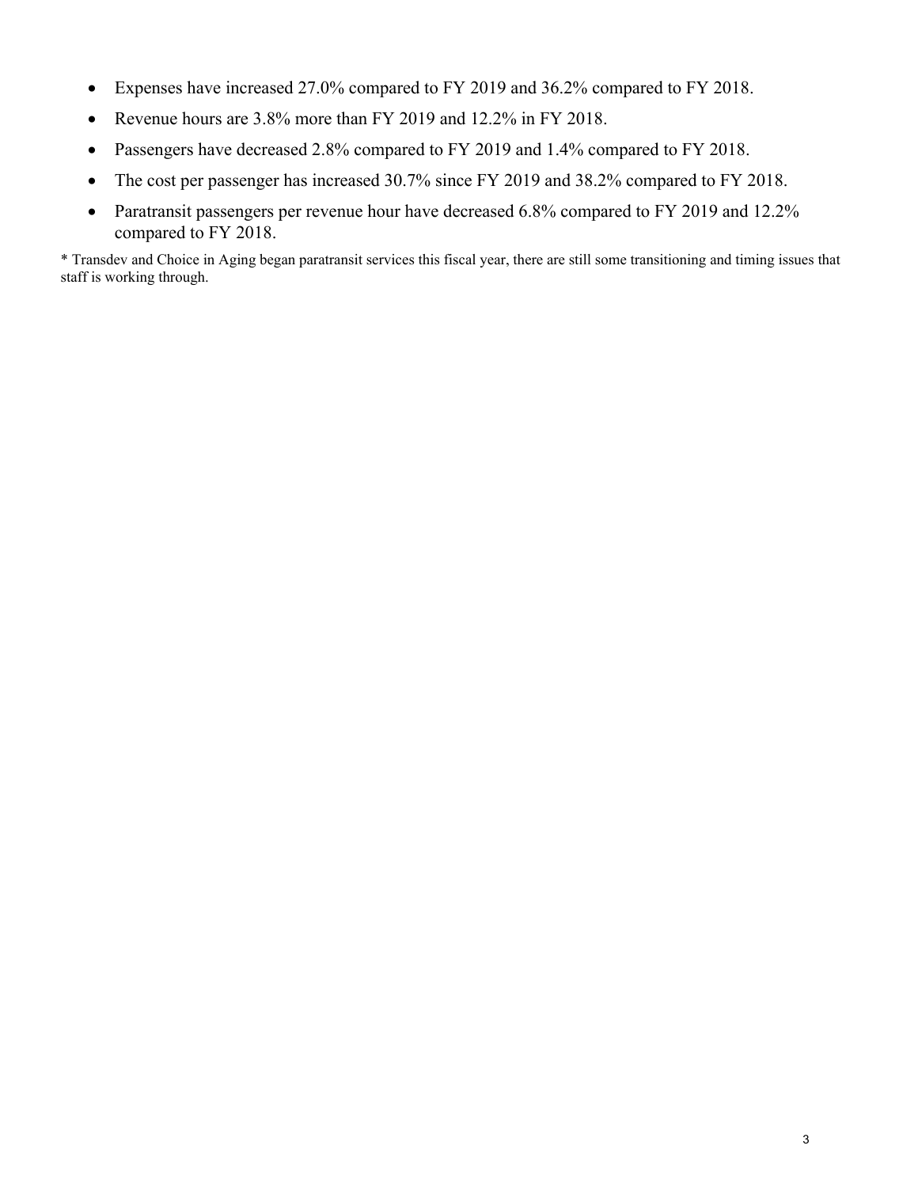- Expenses have increased 27.0% compared to FY 2019 and 36.2% compared to FY 2018.
- Revenue hours are 3.8% more than FY 2019 and 12.2% in FY 2018.
- Passengers have decreased 2.8% compared to FY 2019 and 1.4% compared to FY 2018.
- The cost per passenger has increased 30.7% since FY 2019 and 38.2% compared to FY 2018.
- Paratransit passengers per revenue hour have decreased 6.8% compared to FY 2019 and 12.2% compared to FY 2018.

* Transdev and Choice in Aging began paratransit services this fiscal year, there are still some transitioning and timing issues that staff is working through.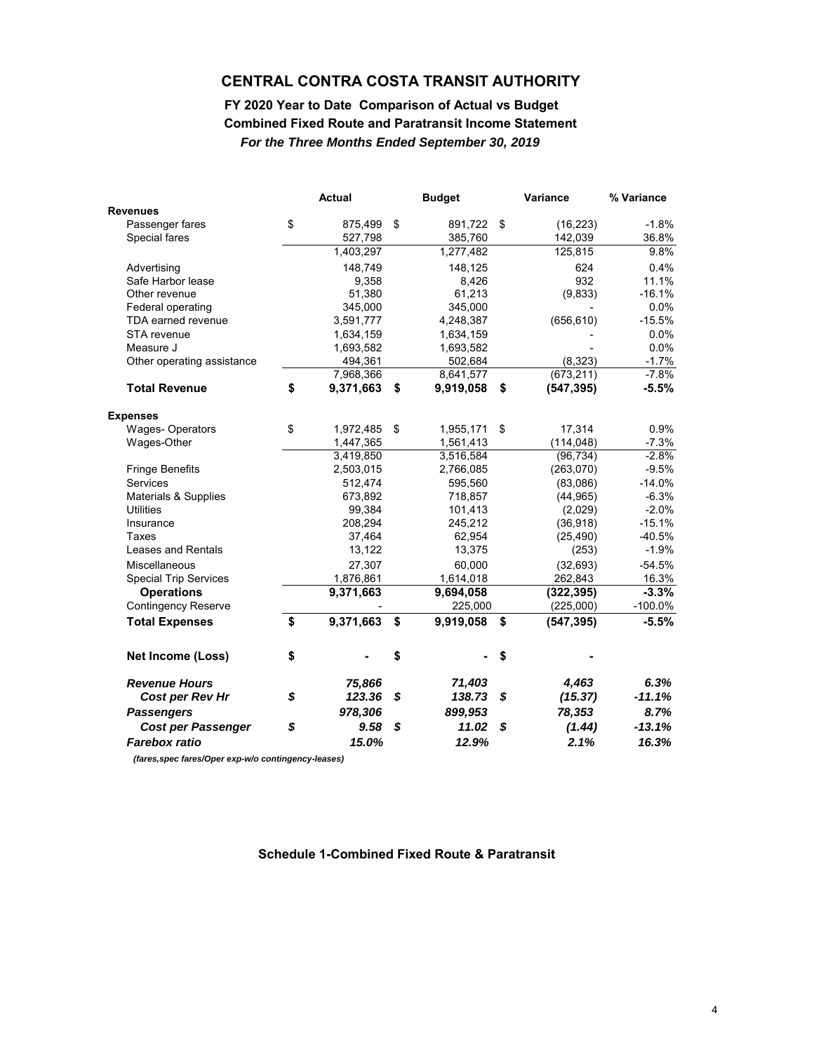# CENTRAL CONTRA COSTA TRANSIT AUTHORITY

## FY 2020 Year to Date Comparison of Actual vs Budget

### Combined Fixed Route and Paratransit Income Statement

***For the Three Months Ended September 30, 2019***

| | Actual | Budget | Variance | % Variance |
|---|---|---|---|---|
| **Revenues** | | | | |
| Passenger fares | $ 875,499 | $ 891,722 | $ (16,223) | -1.8% |
| Special fares | 527,798 | 385,760 | 142,039 | 36.8% |
| | 1,403,297 | 1,277,482 | 125,815 | 9.8% |
| Advertising | 148,749 | 148,125 | 624 | 0.4% |
| Safe Harbor lease | 9,358 | 8,426 | 932 | 11.1% |
| Other revenue | 51,380 | 61,213 | (9,833) | -16.1% |
| Federal operating | 345,000 | 345,000 | - | 0.0% |
| TDA earned revenue | 3,591,777 | 4,248,387 | (656,610) | -15.5% |
| STA revenue | 1,634,159 | 1,634,159 | - | 0.0% |
| Measure J | 1,693,582 | 1,693,582 | - | 0.0% |
| Other operating assistance | 494,361 | 502,684 | (8,323) | -1.7% |
| | 7,968,366 | 8,641,577 | (673,211) | -7.8% |
| **Total Revenue** | **$ 9,371,663** | **$ 9,919,058** | **$ (547,395)** | **-5.5%** |
| **Expenses** | | | | |
| Wages- Operators | $ 1,972,485 | $ 1,955,171 | $ 17,314 | 0.9% |
| Wages-Other | 1,447,365 | 1,561,413 | (114,048) | -7.3% |
| | 3,419,850 | 3,516,584 | (96,734) | -2.8% |
| Fringe Benefits | 2,503,015 | 2,766,085 | (263,070) | -9.5% |
| Services | 512,474 | 595,560 | (83,086) | -14.0% |
| Materials & Supplies | 673,892 | 718,857 | (44,965) | -6.3% |
| Utilities | 99,384 | 101,413 | (2,029) | -2.0% |
| Insurance | 208,294 | 245,212 | (36,918) | -15.1% |
| Taxes | 37,464 | 62,954 | (25,490) | -40.5% |
| Leases and Rentals | 13,122 | 13,375 | (253) | -1.9% |
| Miscellaneous | 27,307 | 60,000 | (32,693) | -54.5% |
| Special Trip Services | 1,876,861 | 1,614,018 | 262,843 | 16.3% |
| **Operations** | **9,371,663** | **9,694,058** | **(322,395)** | **-3.3%** |
| Contingency Reserve | - | 225,000 | (225,000) | -100.0% |
| **Total Expenses** | **$ 9,371,663** | **$ 9,919,058** | **$ (547,395)** | **-5.5%** |
| **Net Income (Loss)** | **$ -** | **$ -** | **$ -** | |
| ***Revenue Hours*** | ***75,866*** | ***71,403*** | ***4,463*** | ***6.3%*** |
| ***Cost per Rev Hr*** | ***$ 123.36*** | ***$ 138.73*** | ***$ (15.37)*** | ***-11.1%*** |
| ***Passengers*** | ***978,306*** | ***899,953*** | ***78,353*** | ***8.7%*** |
| ***Cost per Passenger*** | ***$ 9.58*** | ***$ 11.02*** | ***$ (1.44)*** | ***-13.1%*** |
| ***Farebox ratio*** | ***15.0%*** | ***12.9%*** | ***2.1%*** | ***16.3%*** |

***(fares,spec fares/Oper exp-w/o contingency-leases)***

**Schedule 1-Combined Fixed Route & Paratransit**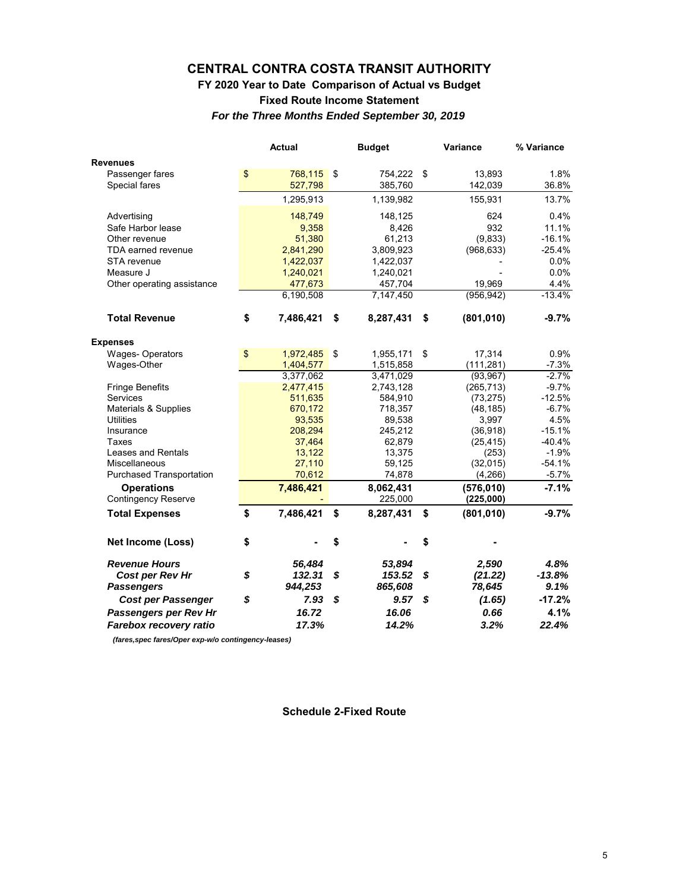# CENTRAL CONTRA COSTA TRANSIT AUTHORITY

## FY 2020 Year to Date Comparison of Actual vs Budget

## Fixed Route Income Statement

### *For the Three Months Ended September 30, 2019*

| | Actual | Budget | Variance | % Variance |
|---|---|---|---|---|
| **Revenues** | | | | |
| Passenger fares | $ 768,115 | $ 754,222 | $ 13,893 | 1.8% |
| Special fares | 527,798 | 385,760 | 142,039 | 36.8% |
| | 1,295,913 | 1,139,982 | 155,931 | 13.7% |
| Advertising | 148,749 | 148,125 | 624 | 0.4% |
| Safe Harbor lease | 9,358 | 8,426 | 932 | 11.1% |
| Other revenue | 51,380 | 61,213 | (9,833) | -16.1% |
| TDA earned revenue | 2,841,290 | 3,809,923 | (968,633) | -25.4% |
| STA revenue | 1,422,037 | 1,422,037 | - | 0.0% |
| Measure J | 1,240,021 | 1,240,021 | - | 0.0% |
| Other operating assistance | 477,673 | 457,704 | 19,969 | 4.4% |
| | 6,190,508 | 7,147,450 | (956,942) | -13.4% |
| **Total Revenue** | **$ 7,486,421** | **$ 8,287,431** | **$ (801,010)** | **-9.7%** |
| **Expenses** | | | | |
| Wages- Operators | $ 1,972,485 | $ 1,955,171 | $ 17,314 | 0.9% |
| Wages-Other | 1,404,577 | 1,515,858 | (111,281) | -7.3% |
| | 3,377,062 | 3,471,029 | (93,967) | -2.7% |
| Fringe Benefits | 2,477,415 | 2,743,128 | (265,713) | -9.7% |
| Services | 511,635 | 584,910 | (73,275) | -12.5% |
| Materials & Supplies | 670,172 | 718,357 | (48,185) | -6.7% |
| Utilities | 93,535 | 89,538 | 3,997 | 4.5% |
| Insurance | 208,294 | 245,212 | (36,918) | -15.1% |
| Taxes | 37,464 | 62,879 | (25,415) | -40.4% |
| Leases and Rentals | 13,122 | 13,375 | (253) | -1.9% |
| Miscellaneous | 27,110 | 59,125 | (32,015) | -54.1% |
| Purchased Transportation | 70,612 | 74,878 | (4,266) | -5.7% |
| **Operations** | **7,486,421** | **8,062,431** | **(576,010)** | **-7.1%** |
| Contingency Reserve | - | 225,000 | **(225,000)** | |
| **Total Expenses** | **$ 7,486,421** | **$ 8,287,431** | **$ (801,010)** | **-9.7%** |
| **Net Income (Loss)** | **$ -** | **$ -** | **$ -** | |
| ***Revenue Hours*** | ***56,484*** | ***53,894*** | ***2,590*** | ***4.8%*** |
| ***Cost per Rev Hr*** | ***$ 132.31*** | ***$ 153.52*** | ***$ (21.22)*** | ***-13.8%*** |
| ***Passengers*** | ***944,253*** | ***865,608*** | ***78,645*** | ***9.1%*** |
| ***Cost per Passenger*** | ***$ 7.93*** | ***$ 9.57*** | ***$ (1.65)*** | ***-17.2%*** |
| ***Passengers per Rev Hr*** | ***16.72*** | ***16.06*** | ***0.66*** | ***4.1%*** |
| ***Farebox recovery ratio*** | ***17.3%*** | ***14.2%*** | ***3.2%*** | ***22.4%*** |

***(fares,spec fares/Oper exp-w/o contingency-leases)***

**Schedule 2-Fixed Route**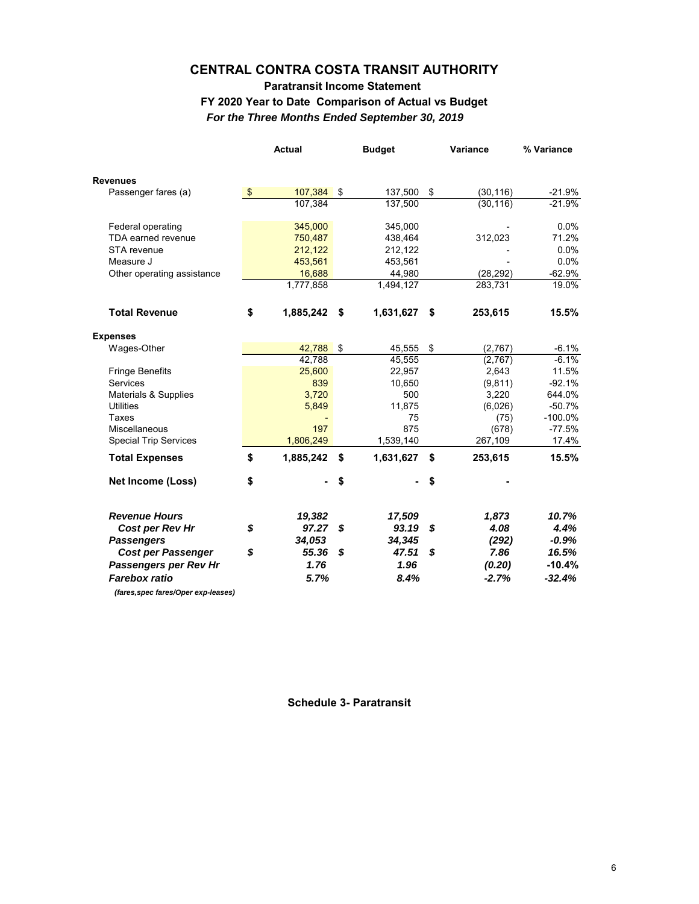# CENTRAL CONTRA COSTA TRANSIT AUTHORITY

## Paratransit Income Statement

### FY 2020 Year to Date Comparison of Actual vs Budget

***For the Three Months Ended September 30, 2019***

| | Actual | Budget | Variance | % Variance |
|---|---|---|---|---|
| **Revenues** | | | | |
| Passenger fares (a) | $ 107,384 | $ 137,500 | $ (30,116) | -21.9% |
| | 107,384 | 137,500 | (30,116) | -21.9% |
| Federal operating | 345,000 | 345,000 | - | 0.0% |
| TDA earned revenue | 750,487 | 438,464 | 312,023 | 71.2% |
| STA revenue | 212,122 | 212,122 | - | 0.0% |
| Measure J | 453,561 | 453,561 | - | 0.0% |
| Other operating assistance | 16,688 | 44,980 | (28,292) | -62.9% |
| | 1,777,858 | 1,494,127 | 283,731 | 19.0% |
| **Total Revenue** | **$ 1,885,242** | **$ 1,631,627** | **$ 253,615** | **15.5%** |
| **Expenses** | | | | |
| Wages-Other | 42,788 | $ 45,555 | $ (2,767) | -6.1% |
| | 42,788 | 45,555 | (2,767) | -6.1% |
| Fringe Benefits | 25,600 | 22,957 | 2,643 | 11.5% |
| Services | 839 | 10,650 | (9,811) | -92.1% |
| Materials & Supplies | 3,720 | 500 | 3,220 | 644.0% |
| Utilities | 5,849 | 11,875 | (6,026) | -50.7% |
| Taxes | - | 75 | (75) | -100.0% |
| Miscellaneous | 197 | 875 | (678) | -77.5% |
| Special Trip Services | 1,806,249 | 1,539,140 | 267,109 | 17.4% |
| **Total Expenses** | **$ 1,885,242** | **$ 1,631,627** | **$ 253,615** | **15.5%** |
| **Net Income (Loss)** | **$ -** | **$ -** | **$ -** | |
| ***Revenue Hours*** | ***19,382*** | ***17,509*** | ***1,873*** | ***10.7%*** |
| ***Cost per Rev Hr*** | ***$ 97.27*** | ***$ 93.19*** | ***$ 4.08*** | ***4.4%*** |
| ***Passengers*** | ***34,053*** | ***34,345*** | ***(292)*** | ***-0.9%*** |
| ***Cost per Passenger*** | ***$ 55.36*** | ***$ 47.51*** | ***$ 7.86*** | ***16.5%*** |
| ***Passengers per Rev Hr*** | ***1.76*** | ***1.96*** | ***(0.20)*** | ***-10.4%*** |
| ***Farebox ratio*** | ***5.7%*** | ***8.4%*** | ***-2.7%*** | ***-32.4%*** |

***(fares,spec fares/Oper exp-leases)***

**Schedule 3- Paratransit**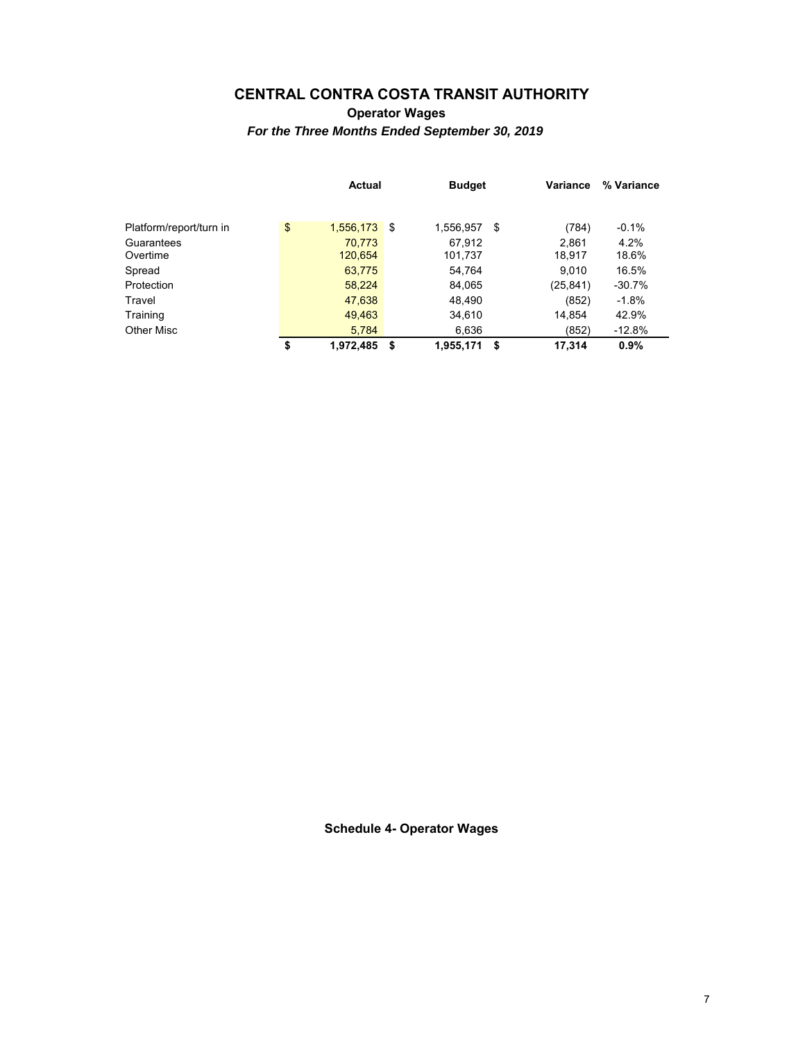# CENTRAL CONTRA COSTA TRANSIT AUTHORITY

## Operator Wages

### *For the Three Months Ended September 30, 2019*

| | Actual | Budget | Variance | % Variance |
|---|---|---|---|---|
| Platform/report/turn in | $ 1,556,173 | $ 1,556,957 | $ (784) | -0.1% |
| Guarantees | 70,773 | 67,912 | 2,861 | 4.2% |
| Overtime | 120,654 | 101,737 | 18,917 | 18.6% |
| Spread | 63,775 | 54,764 | 9,010 | 16.5% |
| Protection | 58,224 | 84,065 | (25,841) | -30.7% |
| Travel | 47,638 | 48,490 | (852) | -1.8% |
| Training | 49,463 | 34,610 | 14,854 | 42.9% |
| Other Misc | 5,784 | 6,636 | (852) | -12.8% |
| | **$ 1,972,485** | **$ 1,955,171** | **$ 17,314** | **0.9%** |

**Schedule 4- Operator Wages**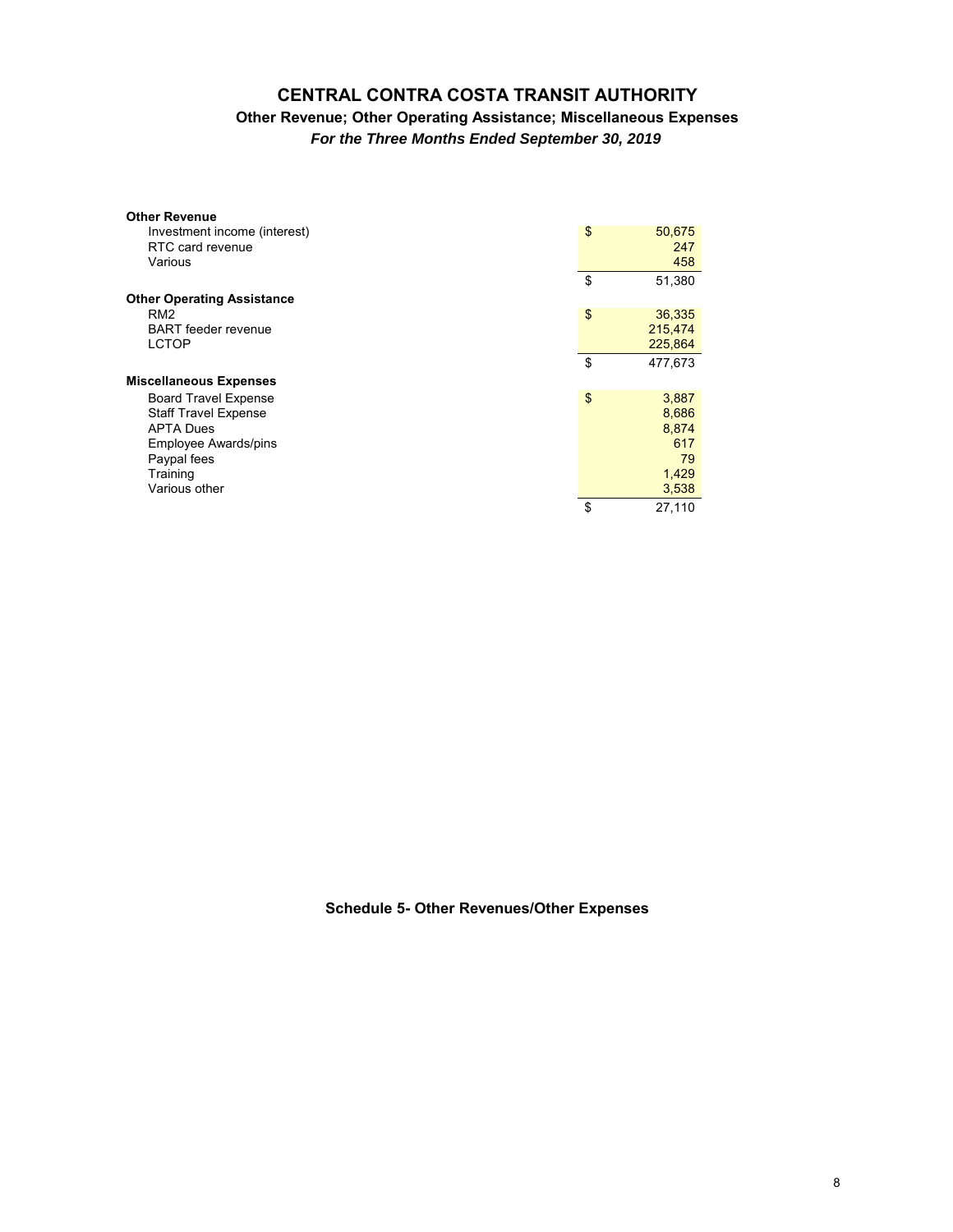# CENTRAL CONTRA COSTA TRANSIT AUTHORITY

## Other Revenue; Other Operating Assistance; Miscellaneous Expenses

### *For the Three Months Ended September 30, 2019*

| | | |
|---|---|---|
| **Other Revenue** | | |
| Investment income (interest) | $ | 50,675 |
| RTC card revenue | | 247 |
| Various | | 458 |
| | $ | 51,380 |
| **Other Operating Assistance** | | |
| RM2 | $ | 36,335 |
| BART feeder revenue | | 215,474 |
| LCTOP | | 225,864 |
| | $ | 477,673 |
| **Miscellaneous Expenses** | | |
| Board Travel Expense | $ | 3,887 |
| Staff Travel Expense | | 8,686 |
| APTA Dues | | 8,874 |
| Employee Awards/pins | | 617 |
| Paypal fees | | 79 |
| Training | | 1,429 |
| Various other | | 3,538 |
| | $ | 27,110 |

**Schedule 5- Other Revenues/Other Expenses**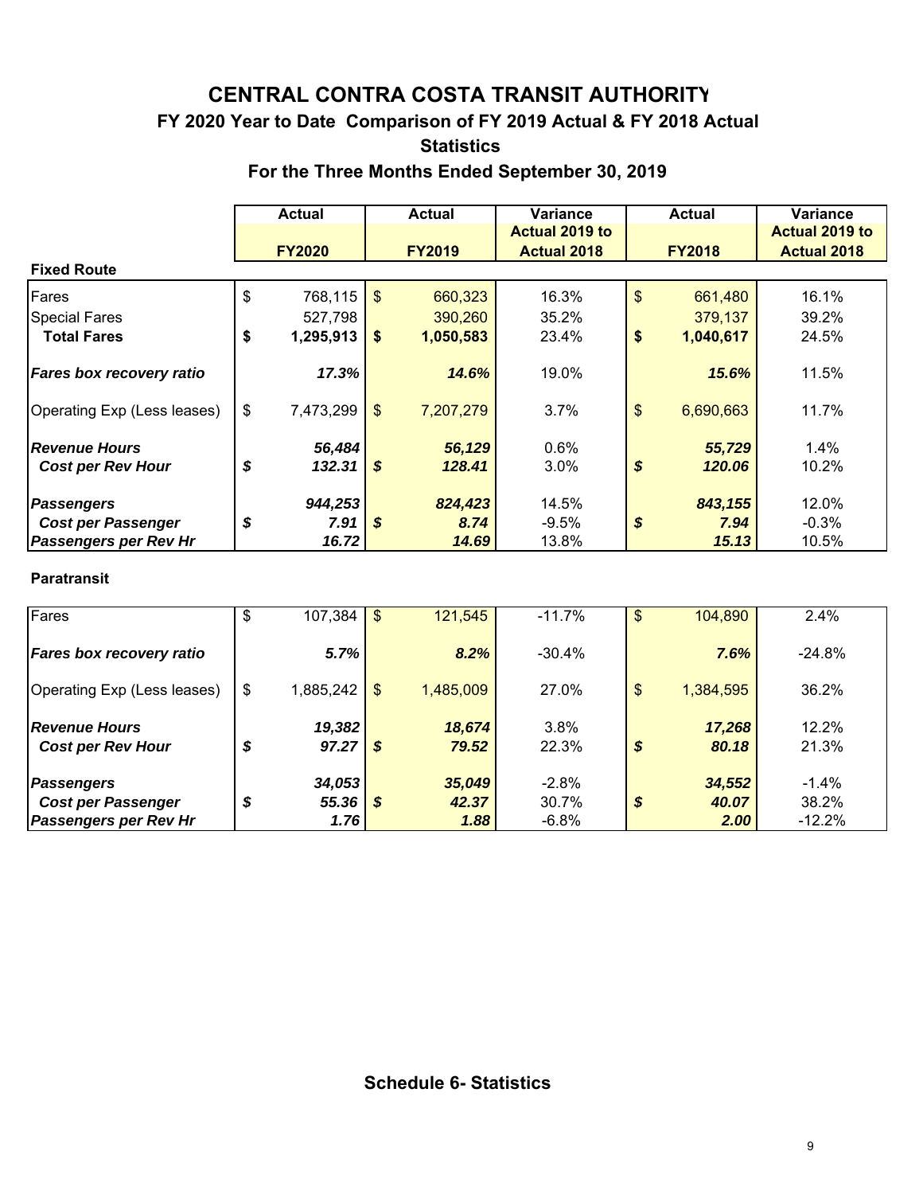# CENTRAL CONTRA COSTA TRANSIT AUTHORITY

## FY 2020 Year to Date Comparison of FY 2019 Actual & FY 2018 Actual

## Statistics

## For the Three Months Ended September 30, 2019

| | Actual FY2020 | Actual FY2019 | Variance Actual 2019 to Actual 2018 | Actual FY2018 | Variance Actual 2019 to Actual 2018 |
|---|---|---|---|---|---|
| **Fixed Route** | | | | | |
| Fares | $ 768,115 | $ 660,323 | 16.3% | $ 661,480 | 16.1% |
| Special Fares | 527,798 | 390,260 | 35.2% | 379,137 | 39.2% |
| **Total Fares** | **$ 1,295,913** | **$ 1,050,583** | 23.4% | **$ 1,040,617** | 24.5% |
| ***Fares box recovery ratio*** | ***17.3%*** | ***14.6%*** | 19.0% | ***15.6%*** | 11.5% |
| Operating Exp (Less leases) | $ 7,473,299 | $ 7,207,279 | 3.7% | $ 6,690,663 | 11.7% |
| ***Revenue Hours*** | ***56,484*** | ***56,129*** | 0.6% | ***55,729*** | 1.4% |
| ***Cost per Rev Hour*** | ***$ 132.31*** | ***$ 128.41*** | 3.0% | ***$ 120.06*** | 10.2% |
| ***Passengers*** | ***944,253*** | ***824,423*** | 14.5% | ***843,155*** | 12.0% |
| ***Cost per Passenger*** | ***$ 7.91*** | ***$ 8.74*** | -9.5% | ***$ 7.94*** | -0.3% |
| ***Passengers per Rev Hr*** | ***16.72*** | ***14.69*** | 13.8% | ***15.13*** | 10.5% |
| **Paratransit** | | | | | |
| Fares | $ 107,384 | $ 121,545 | -11.7% | $ 104,890 | 2.4% |
| ***Fares box recovery ratio*** | ***5.7%*** | ***8.2%*** | -30.4% | ***7.6%*** | -24.8% |
| Operating Exp (Less leases) | $ 1,885,242 | $ 1,485,009 | 27.0% | $ 1,384,595 | 36.2% |
| ***Revenue Hours*** | ***19,382*** | ***18,674*** | 3.8% | ***17,268*** | 12.2% |
| ***Cost per Rev Hour*** | ***$ 97.27*** | ***$ 79.52*** | 22.3% | ***$ 80.18*** | 21.3% |
| ***Passengers*** | ***34,053*** | ***35,049*** | -2.8% | ***34,552*** | -1.4% |
| ***Cost per Passenger*** | ***$ 55.36*** | ***$ 42.37*** | 30.7% | ***$ 40.07*** | 38.2% |
| ***Passengers per Rev Hr*** | ***1.76*** | ***1.88*** | -6.8% | ***2.00*** | -12.2% |

**Schedule 6- Statistics**